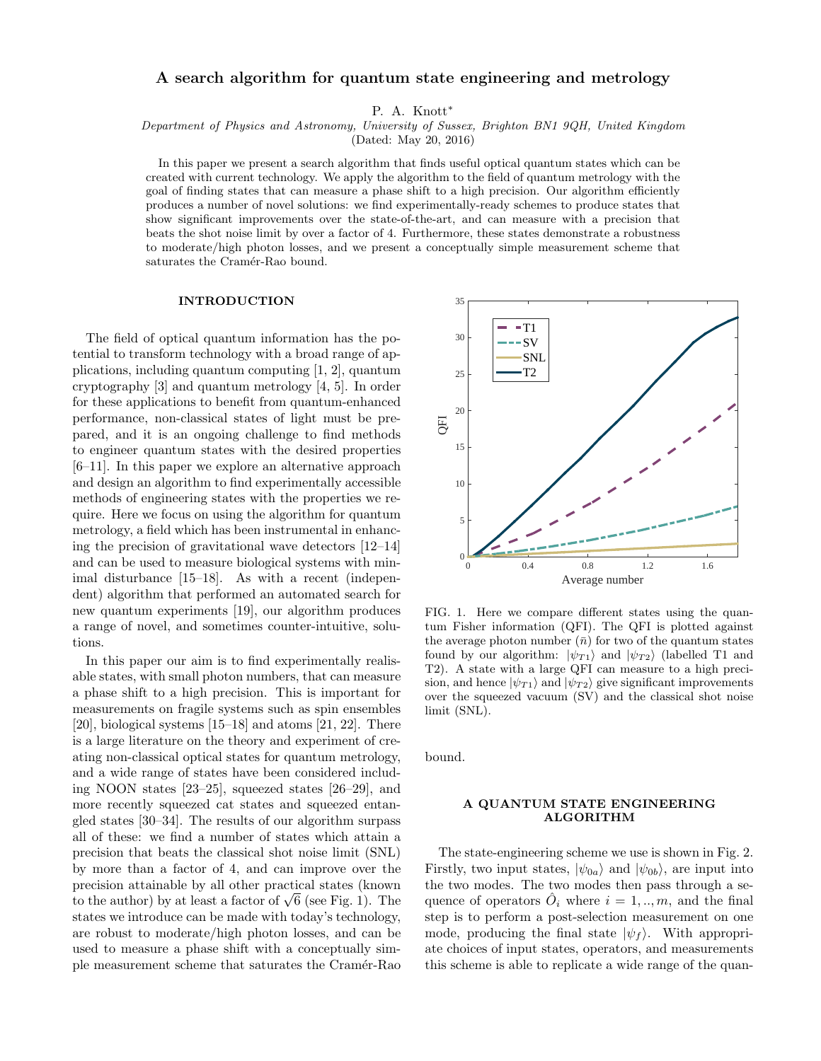# A search algorithm for quantum state engineering and metrology

P. A. Knott*

*Department of Physics and Astronomy, University of Sussex, Brighton BN1 9QH, United Kingdom*

(Dated: May 20, 2016)

In this paper we present a search algorithm that finds useful optical quantum states which can be created with current technology. We apply the algorithm to the field of quantum metrology with the goal of finding states that can measure a phase shift to a high precision. Our algorithm efficiently produces a number of novel solutions: we find experimentally-ready schemes to produce states that show significant improvements over the state-of-the-art, and can measure with a precision that beats the shot noise limit by over a factor of 4. Furthermore, these states demonstrate a robustness to moderate/high photon losses, and we present a conceptually simple measurement scheme that saturates the Cramér-Rao bound.

## INTRODUCTION

The field of optical quantum information has the potential to transform technology with a broad range of applications, including quantum computing [1, 2], quantum cryptography [3] and quantum metrology [4, 5]. In order for these applications to benefit from quantum-enhanced performance, non-classical states of light must be prepared, and it is an ongoing challenge to find methods to engineer quantum states with the desired properties [6–11]. In this paper we explore an alternative approach and design an algorithm to find experimentally accessible methods of engineering states with the properties we require. Here we focus on using the algorithm for quantum metrology, a field which has been instrumental in enhancing the precision of gravitational wave detectors [12–14] and can be used to measure biological systems with minimal disturbance [15–18]. As with a recent (independent) algorithm that performed an automated search for new quantum experiments [19], our algorithm produces a range of novel, and sometimes counter-intuitive, solutions.

In this paper our aim is to find experimentally realisable states, with small photon numbers, that can measure a phase shift to a high precision. This is important for measurements on fragile systems such as spin ensembles [20], biological systems [15–18] and atoms [21, 22]. There is a large literature on the theory and experiment of creating non-classical optical states for quantum metrology, and a wide range of states have been considered including NOON states [23–25], squeezed states [26–29], and more recently squeezed cat states and squeezed entangled states [30–34]. The results of our algorithm surpass all of these: we find a number of states which attain a precision that beats the classical shot noise limit (SNL) by more than a factor of 4, and can improve over the precision attainable by all other practical states (known to the author) by at least a factor of $\sqrt{6}$ (see Fig. 1). The states we introduce can be made with today's technology, are robust to moderate/high photon losses, and can be used to measure a phase shift with a conceptually simple measurement scheme that saturates the Cramér-Rao bound.

FIG. 1. Here we compare different states using the quantum Fisher information (QFI). The QFI is plotted against the average photon number ($\bar{n}$) for two of the quantum states found by our algorithm: $|\psi_{T1}\rangle$ and $|\psi_{T2}\rangle$ (labelled T1 and T2). A state with a large QFI can measure to a high precision, and hence $|\psi_{T1}\rangle$ and $|\psi_{T2}\rangle$ give significant improvements over the squeezed vacuum (SV) and the classical shot noise limit (SNL).

## A QUANTUM STATE ENGINEERING ALGORITHM

The state-engineering scheme we use is shown in Fig. 2. Firstly, two input states, $|\psi_{0a}\rangle$ and $|\psi_{0b}\rangle$, are input into the two modes. The two modes then pass through a sequence of operators $\hat{O}_i$ where $i = 1, .., m$, and the final step is to perform a post-selection measurement on one mode, producing the final state $|\psi_f\rangle$. With appropriate choices of input states, operators, and measurements this scheme is able to replicate a wide range of the quan-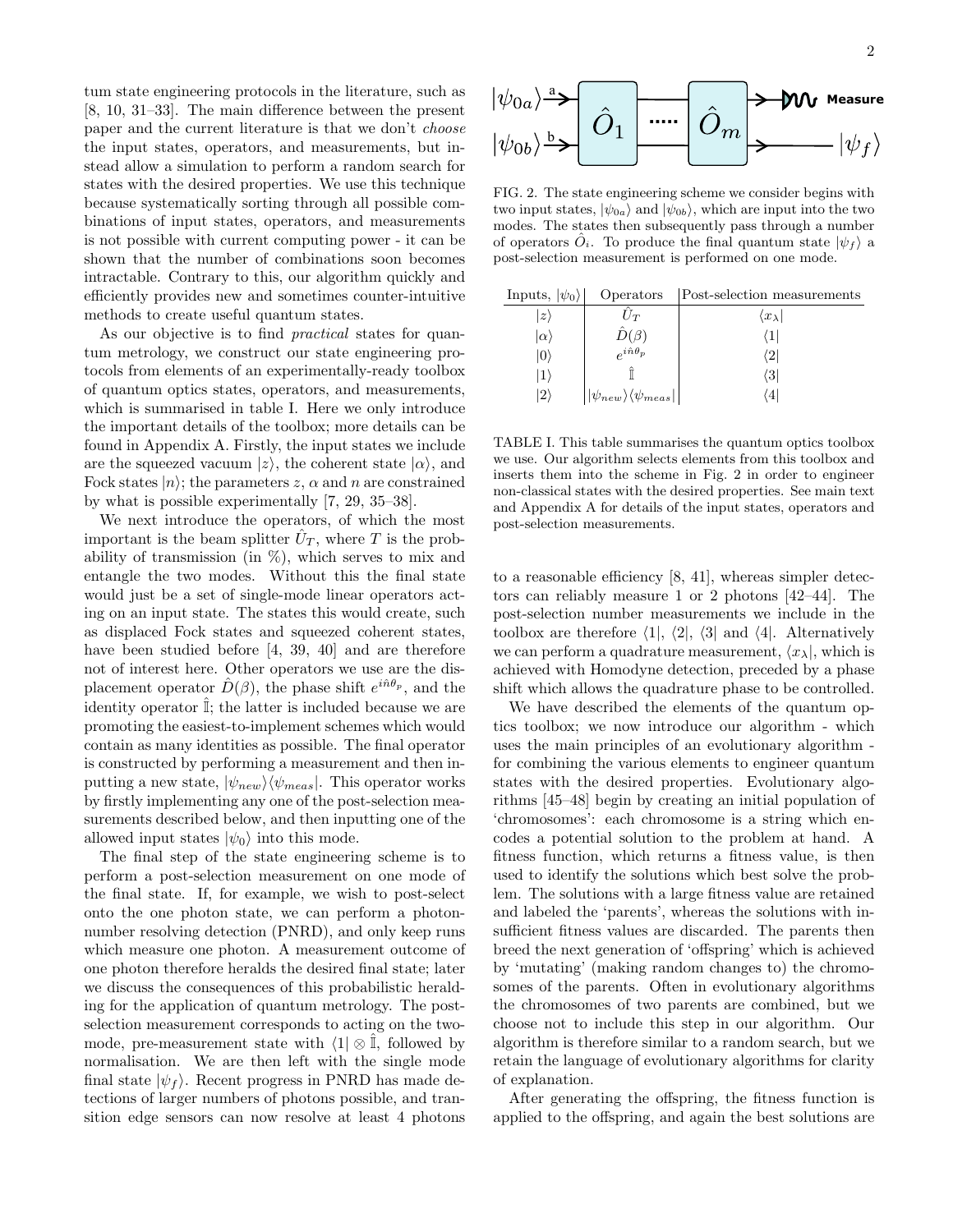tum state engineering protocols in the literature, such as [8, 10, 31–33]. The main difference between the present paper and the current literature is that we don't *choose* the input states, operators, and measurements, but instead allow a simulation to perform a random search for states with the desired properties. We use this technique because systematically sorting through all possible combinations of input states, operators, and measurements is not possible with current computing power - it can be shown that the number of combinations soon becomes intractable. Contrary to this, our algorithm quickly and efficiently provides new and sometimes counter-intuitive methods to create useful quantum states.

As our objective is to find *practical* states for quantum metrology, we construct our state engineering protocols from elements of an experimentally-ready toolbox of quantum optics states, operators, and measurements, which is summarised in table I. Here we only introduce the important details of the toolbox; more details can be found in Appendix A. Firstly, the input states we include are the squeezed vacuum $|z\rangle$, the coherent state $|\alpha\rangle$, and Fock states $|n\rangle$; the parameters $z$, $\alpha$ and $n$ are constrained by what is possible experimentally [7, 29, 35–38].

We next introduce the operators, of which the most important is the beam splitter $\hat{U}_T$, where $T$ is the probability of transmission (in %), which serves to mix and entangle the two modes. Without this the final state would just be a set of single-mode linear operators acting on an input state. The states this would create, such as displaced Fock states and squeezed coherent states, have been studied before [4, 39, 40] and are therefore not of interest here. Other operators we use are the displacement operator $\hat{D}(\beta)$, the phase shift $e^{i\hat{n}\theta_p}$, and the identity operator $\hat{\mathbb{I}}$; the latter is included because we are promoting the easiest-to-implement schemes which would contain as many identities as possible. The final operator is constructed by performing a measurement and then inputting a new state, $|\psi_{new}\rangle\langle\psi_{meas}|$. This operator works by firstly implementing any one of the post-selection measurements described below, and then inputting one of the allowed input states $|\psi_0\rangle$ into this mode.

The final step of the state engineering scheme is to perform a post-selection measurement on one mode of the final state. If, for example, we wish to post-select onto the one photon state, we can perform a photon-number resolving detection (PNRD), and only keep runs which measure one photon. A measurement outcome of one photon therefore heralds the desired final state; later we discuss the consequences of this probabilistic heralding for the application of quantum metrology. The post-selection measurement corresponds to acting on the two-mode, pre-measurement state with $\langle 1| \otimes \hat{\mathbb{I}}$, followed by normalisation. We are then left with the single mode final state $|\psi_f\rangle$. Recent progress in PNRD has made detections of larger numbers of photons possible, and transition edge sensors can now resolve at least 4 photons to a reasonable efficiency [8, 41], whereas simpler detectors can reliably measure 1 or 2 photons [42–44]. The post-selection number measurements we include in the toolbox are therefore $\langle 1|$, $\langle 2|$, $\langle 3|$ and $\langle 4|$. Alternatively we can perform a quadrature measurement, $\langle x_\lambda|$, which is achieved with Homodyne detection, preceded by a phase shift which allows the quadrature phase to be controlled.

FIG. 2. The state engineering scheme we consider begins with two input states, $|\psi_{0a}\rangle$ and $|\psi_{0b}\rangle$, which are input into the two modes. The states then subsequently pass through a number of operators $\hat{O}_i$. To produce the final quantum state $|\psi_f\rangle$ a post-selection measurement is performed on one mode.

| Inputs, $\lvert\psi_0\rangle$ | Operators | Post-selection measurements |
|---|---|---|
| $\lvert z\rangle$ | $\hat{U}_T$ | $\langle x_\lambda\rvert$ |
| $\lvert\alpha\rangle$ | $\hat{D}(\beta)$ | $\langle 1\rvert$ |
| $\lvert 0\rangle$ | $e^{i\hat{n}\theta_p}$ | $\langle 2\rvert$ |
| $\lvert 1\rangle$ | $\hat{\mathbb{I}}$ | $\langle 3\rvert$ |
| $\lvert 2\rangle$ | $\lvert\psi_{new}\rangle\langle\psi_{meas}\rvert$ | $\langle 4\rvert$ |

TABLE I. This table summarises the quantum optics toolbox we use. Our algorithm selects elements from this toolbox and inserts them into the scheme in Fig. 2 in order to engineer non-classical states with the desired properties. See main text and Appendix A for details of the input states, operators and post-selection measurements.

We have described the elements of the quantum optics toolbox; we now introduce our algorithm - which uses the main principles of an evolutionary algorithm - for combining the various elements to engineer quantum states with the desired properties. Evolutionary algorithms [45–48] begin by creating an initial population of 'chromosomes': each chromosome is a string which encodes a potential solution to the problem at hand. A fitness function, which returns a fitness value, is then used to identify the solutions which best solve the problem. The solutions with a large fitness value are retained and labeled the 'parents', whereas the solutions with insufficient fitness values are discarded. The parents then breed the next generation of 'offspring' which is achieved by 'mutating' (making random changes to) the chromosomes of the parents. Often in evolutionary algorithms the chromosomes of two parents are combined, but we choose not to include this step in our algorithm. Our algorithm is therefore similar to a random search, but we retain the language of evolutionary algorithms for clarity of explanation.

After generating the offspring, the fitness function is applied to the offspring, and again the best solutions are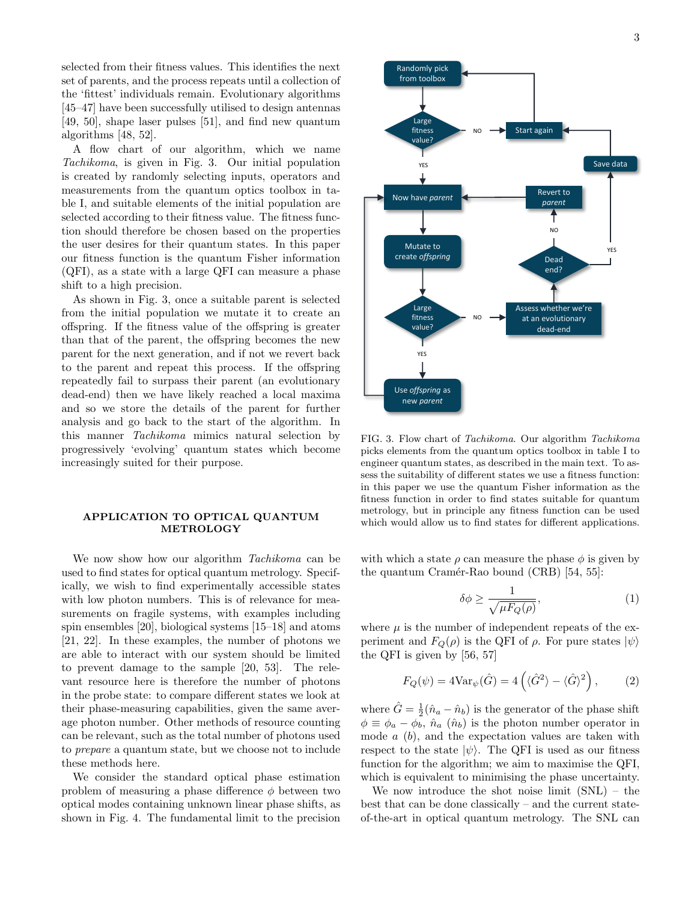selected from their fitness values. This identifies the next set of parents, and the process repeats until a collection of the 'fittest' individuals remain. Evolutionary algorithms [45–47] have been successfully utilised to design antennas [49, 50], shape laser pulses [51], and find new quantum algorithms [48, 52].

A flow chart of our algorithm, which we name *Tachikoma*, is given in Fig. 3. Our initial population is created by randomly selecting inputs, operators and measurements from the quantum optics toolbox in table I, and suitable elements of the initial population are selected according to their fitness value. The fitness function should therefore be chosen based on the properties the user desires for their quantum states. In this paper our fitness function is the quantum Fisher information (QFI), as a state with a large QFI can measure a phase shift to a high precision.

As shown in Fig. 3, once a suitable parent is selected from the initial population we mutate it to create an offspring. If the fitness value of the offspring is greater than that of the parent, the offspring becomes the new parent for the next generation, and if not we revert back to the parent and repeat this process. If the offspring repeatedly fail to surpass their parent (an evolutionary dead-end) then we have likely reached a local maxima and so we store the details of the parent for further analysis and go back to the start of the algorithm. In this manner *Tachikoma* mimics natural selection by progressively 'evolving' quantum states which become increasingly suited for their purpose.

FIG. 3. Flow chart of *Tachikoma*. Our algorithm *Tachikoma* picks elements from the quantum optics toolbox in table I to engineer quantum states, as described in the main text. To assess the suitability of different states we use a fitness function: in this paper we use the quantum Fisher information as the fitness function in order to find states suitable for quantum metrology, but in principle any fitness function can be used which would allow us to find states for different applications.

## APPLICATION TO OPTICAL QUANTUM METROLOGY

We now show how our algorithm *Tachikoma* can be used to find states for optical quantum metrology. Specifically, we wish to find experimentally accessible states with low photon numbers. This is of relevance for measurements on fragile systems, with examples including spin ensembles [20], biological systems [15–18] and atoms [21, 22]. In these examples, the number of photons we are able to interact with our system should be limited to prevent damage to the sample [20, 53]. The relevant resource here is therefore the number of photons in the probe state: to compare different states we look at their phase-measuring capabilities, given the same average photon number. Other methods of resource counting can be relevant, such as the total number of photons used to *prepare* a quantum state, but we choose not to include these methods here.

We consider the standard optical phase estimation problem of measuring a phase difference $\phi$ between two optical modes containing unknown linear phase shifts, as shown in Fig. 4. The fundamental limit to the precision with which a state $\rho$ can measure the phase $\phi$ is given by the quantum Cramér-Rao bound (CRB) [54, 55]:

$$\delta\phi \geq \frac{1}{\sqrt{\mu F_Q(\rho)}}, \tag{1}$$

where $\mu$ is the number of independent repeats of the experiment and $F_Q(\rho)$ is the QFI of $\rho$. For pure states $|\psi\rangle$ the QFI is given by [56, 57]

$$F_Q(\psi) = 4\text{Var}_\psi(\hat{G}) = 4\left(\langle\hat{G}^2\rangle - \langle\hat{G}\rangle^2\right), \tag{2}$$

where $\hat{G} = \frac{1}{2}(\hat{n}_a - \hat{n}_b)$ is the generator of the phase shift $\phi \equiv \phi_a - \phi_b$, $\hat{n}_a$ ($\hat{n}_b$) is the photon number operator in mode $a$ ($b$), and the expectation values are taken with respect to the state $|\psi\rangle$. The QFI is used as our fitness function for the algorithm; we aim to maximise the QFI, which is equivalent to minimising the phase uncertainty.

We now introduce the shot noise limit (SNL) – the best that can be done classically – and the current state-of-the-art in optical quantum metrology. The SNL can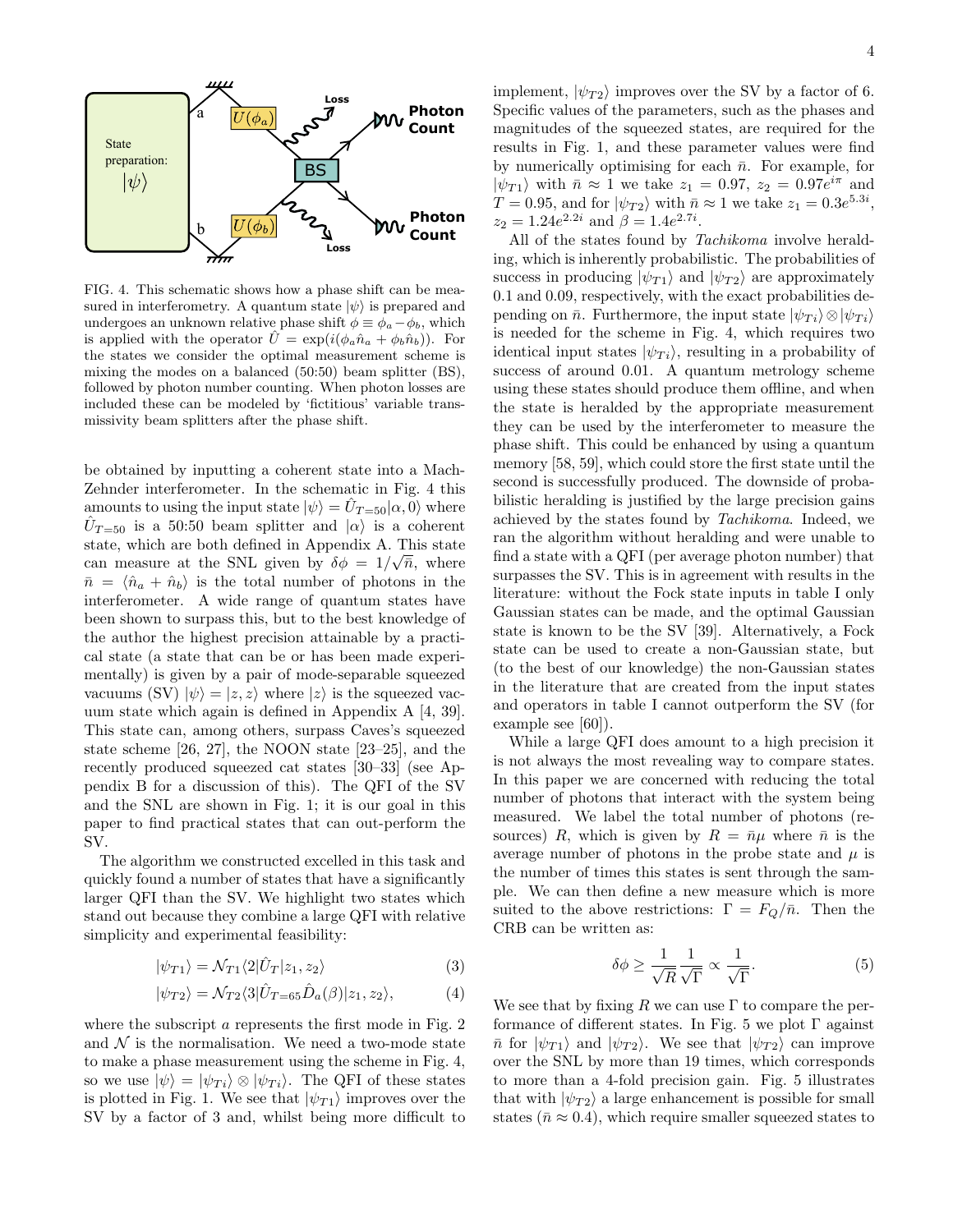FIG. 4. This schematic shows how a phase shift can be measured in interferometry. A quantum state $|\psi\rangle$ is prepared and undergoes an unknown relative phase shift $\phi \equiv \phi_a - \phi_b$, which is applied with the operator $\hat{U} = \exp(i(\phi_a \hat{n}_a + \phi_b \hat{n}_b))$. For the states we consider the optimal measurement scheme is mixing the modes on a balanced (50:50) beam splitter (BS), followed by photon number counting. When photon losses are included these can be modeled by 'fictitious' variable transmissivity beam splitters after the phase shift.

be obtained by inputting a coherent state into a Mach-Zehnder interferometer. In the schematic in Fig. 4 this amounts to using the input state $|\psi\rangle = \hat{U}_{T=50}|\alpha, 0\rangle$ where $\hat{U}_{T=50}$ is a 50:50 beam splitter and $|\alpha\rangle$ is a coherent state, which are both defined in Appendix A. This state can measure at the SNL given by $\delta\phi = 1/\sqrt{\bar{n}}$, where $\bar{n} = \langle \hat{n}_a + \hat{n}_b \rangle$ is the total number of photons in the interferometer. A wide range of quantum states have been shown to surpass this, but to the best knowledge of the author the highest precision attainable by a practical state (a state that can be or has been made experimentally) is given by a pair of mode-separable squeezed vacuums (SV) $|\psi\rangle = |z, z\rangle$ where $|z\rangle$ is the squeezed vacuum state which again is defined in Appendix A [4, 39]. This state can, among others, surpass Caves's squeezed state scheme [26, 27], the NOON state [23–25], and the recently produced squeezed cat states [30–33] (see Appendix B for a discussion of this). The QFI of the SV and the SNL are shown in Fig. 1; it is our goal in this paper to find practical states that can out-perform the SV.

The algorithm we constructed excelled in this task and quickly found a number of states that have a significantly larger QFI than the SV. We highlight two states which stand out because they combine a large QFI with relative simplicity and experimental feasibility:

$$|\psi_{T1}\rangle = \mathcal{N}_{T1}\langle 2|\hat{U}_T|z_1, z_2\rangle \tag{3}$$

$$|\psi_{T2}\rangle = \mathcal{N}_{T2}\langle 3|\hat{U}_{T=65}\hat{D}_a(\beta)|z_1, z_2\rangle, \tag{4}$$

where the subscript $a$ represents the first mode in Fig. 2 and $\mathcal{N}$ is the normalisation. We need a two-mode state to make a phase measurement using the scheme in Fig. 4, so we use $|\psi\rangle = |\psi_{Ti}\rangle \otimes |\psi_{Ti}\rangle$. The QFI of these states is plotted in Fig. 1. We see that $|\psi_{T1}\rangle$ improves over the SV by a factor of 3 and, whilst being more difficult to implement, $|\psi_{T2}\rangle$ improves over the SV by a factor of 6. Specific values of the parameters, such as the phases and magnitudes of the squeezed states, are required for the results in Fig. 1, and these parameter values were find by numerically optimising for each $\bar{n}$. For example, for $|\psi_{T1}\rangle$ with $\bar{n} \approx 1$ we take $z_1 = 0.97$, $z_2 = 0.97e^{i\pi}$ and $T = 0.95$, and for $|\psi_{T2}\rangle$ with $\bar{n} \approx 1$ we take $z_1 = 0.3e^{5.3i}$, $z_2 = 1.24e^{2.2i}$ and $\beta = 1.4e^{2.7i}$.

All of the states found by *Tachikoma* involve heralding, which is inherently probabilistic. The probabilities of success in producing $|\psi_{T1}\rangle$ and $|\psi_{T2}\rangle$ are approximately 0.1 and 0.09, respectively, with the exact probabilities depending on $\bar{n}$. Furthermore, the input state $|\psi_{Ti}\rangle \otimes |\psi_{Ti}\rangle$ is needed for the scheme in Fig. 4, which requires two identical input states $|\psi_{Ti}\rangle$, resulting in a probability of success of around 0.01. A quantum metrology scheme using these states should produce them offline, and when the state is heralded by the appropriate measurement they can be used by the interferometer to measure the phase shift. This could be enhanced by using a quantum memory [58, 59], which could store the first state until the second is successfully produced. The downside of probabilistic heralding is justified by the large precision gains achieved by the states found by *Tachikoma*. Indeed, we ran the algorithm without heralding and were unable to find a state with a QFI (per average photon number) that surpasses the SV. This is in agreement with results in the literature: without the Fock state inputs in table I only Gaussian states can be made, and the optimal Gaussian state is known to be the SV [39]. Alternatively, a Fock state can be used to create a non-Gaussian state, but (to the best of our knowledge) the non-Gaussian states in the literature that are created from the input states and operators in table I cannot outperform the SV (for example see [60]).

While a large QFI does amount to a high precision it is not always the most revealing way to compare states. In this paper we are concerned with reducing the total number of photons that interact with the system being measured. We label the total number of photons (resources) $R$, which is given by $R = \bar{n}\mu$ where $\bar{n}$ is the average number of photons in the probe state and $\mu$ is the number of times this states is sent through the sample. We can then define a new measure which is more suited to the above restrictions: $\Gamma = F_Q/\bar{n}$. Then the CRB can be written as:

$$\delta\phi \geq \frac{1}{\sqrt{R}} \frac{1}{\sqrt{\Gamma}} \propto \frac{1}{\sqrt{\Gamma}}. \tag{5}$$

We see that by fixing $R$ we can use $\Gamma$ to compare the performance of different states. In Fig. 5 we plot $\Gamma$ against $\bar{n}$ for $|\psi_{T1}\rangle$ and $|\psi_{T2}\rangle$. We see that $|\psi_{T2}\rangle$ can improve over the SNL by more than 19 times, which corresponds to more than a 4-fold precision gain. Fig. 5 illustrates that with $|\psi_{T2}\rangle$ a large enhancement is possible for small states ($\bar{n} \approx 0.4$), which require smaller squeezed states to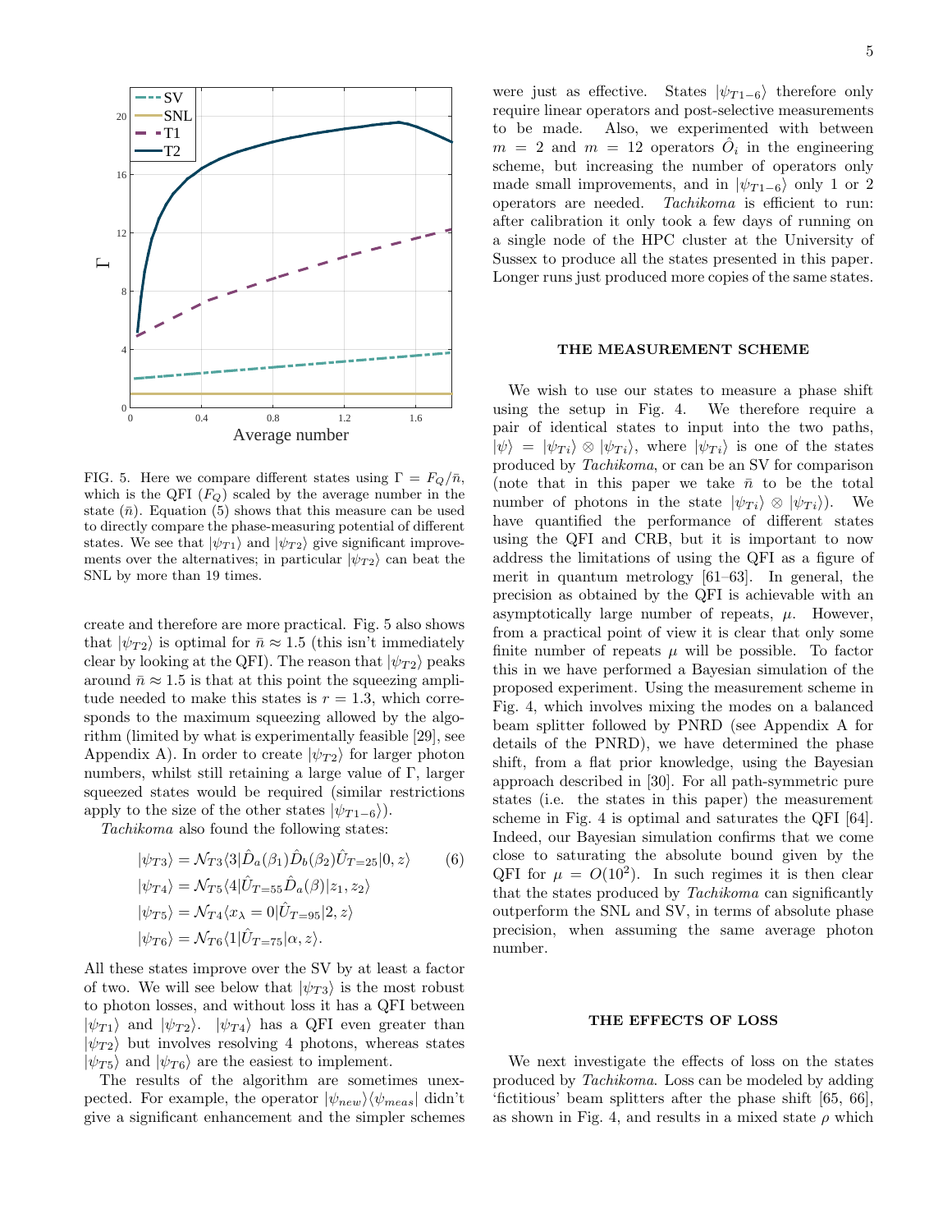FIG. 5. Here we compare different states using $\Gamma = F_Q/\bar{n}$, which is the QFI ($F_Q$) scaled by the average number in the state ($\bar{n}$). Equation (5) shows that this measure can be used to directly compare the phase-measuring potential of different states. We see that $|\psi_{T1}\rangle$ and $|\psi_{T2}\rangle$ give significant improvements over the alternatives; in particular $|\psi_{T2}\rangle$ can beat the SNL by more than 19 times.

create and therefore are more practical. Fig. 5 also shows that $|\psi_{T2}\rangle$ is optimal for $\bar{n} \approx 1.5$ (this isn't immediately clear by looking at the QFI). The reason that $|\psi_{T2}\rangle$ peaks around $\bar{n} \approx 1.5$ is that at this point the squeezing amplitude needed to make this states is $r = 1.3$, which corresponds to the maximum squeezing allowed by the algorithm (limited by what is experimentally feasible [29], see Appendix A). In order to create $|\psi_{T2}\rangle$ for larger photon numbers, whilst still retaining a large value of $\Gamma$, larger squeezed states would be required (similar restrictions apply to the size of the other states $|\psi_{T1-6}\rangle$).

*Tachikoma* also found the following states:

$$
\begin{aligned}
|\psi_{T3}\rangle &= \mathcal{N}_{T3}\langle 3|\hat{D}_a(\beta_1)\hat{D}_b(\beta_2)\hat{U}_{T=25}|0,z\rangle \\
|\psi_{T4}\rangle &= \mathcal{N}_{T5}\langle 4|\hat{U}_{T=55}\hat{D}_a(\beta)|z_1,z_2\rangle \\
|\psi_{T5}\rangle &= \mathcal{N}_{T4}\langle x_\lambda = 0|\hat{U}_{T=95}|2,z\rangle \\
|\psi_{T6}\rangle &= \mathcal{N}_{T6}\langle 1|\hat{U}_{T=75}|\alpha,z\rangle.
\end{aligned} \tag{6}
$$

All these states improve over the SV by at least a factor of two. We will see below that $|\psi_{T3}\rangle$ is the most robust to photon losses, and without loss it has a QFI between $|\psi_{T1}\rangle$ and $|\psi_{T2}\rangle$. $|\psi_{T4}\rangle$ has a QFI even greater than $|\psi_{T2}\rangle$ but involves resolving 4 photons, whereas states $|\psi_{T5}\rangle$ and $|\psi_{T6}\rangle$ are the easiest to implement.

The results of the algorithm are sometimes unexpected. For example, the operator $|\psi_{new}\rangle\langle\psi_{meas}|$ didn't give a significant enhancement and the simpler schemes were just as effective. States $|\psi_{T1-6}\rangle$ therefore only require linear operators and post-selective measurements to be made. Also, we experimented with between $m = 2$ and $m = 12$ operators $\hat{O}_i$ in the engineering scheme, but increasing the number of operators only made small improvements, and in $|\psi_{T1-6}\rangle$ only 1 or 2 operators are needed. *Tachikoma* is efficient to run: after calibration it only took a few days of running on a single node of the HPC cluster at the University of Sussex to produce all the states presented in this paper. Longer runs just produced more copies of the same states.

## THE MEASUREMENT SCHEME

We wish to use our states to measure a phase shift using the setup in Fig. 4. We therefore require a pair of identical states to input into the two paths, $|\psi\rangle = |\psi_{Ti}\rangle \otimes |\psi_{Ti}\rangle$, where $|\psi_{Ti}\rangle$ is one of the states produced by *Tachikoma*, or can be an SV for comparison (note that in this paper we take $\bar{n}$ to be the total number of photons in the state $|\psi_{Ti}\rangle \otimes |\psi_{Ti}\rangle$). We have quantified the performance of different states using the QFI and CRB, but it is important to now address the limitations of using the QFI as a figure of merit in quantum metrology [61–63]. In general, the precision as obtained by the QFI is achievable with an asymptotically large number of repeats, $\mu$. However, from a practical point of view it is clear that only some finite number of repeats $\mu$ will be possible. To factor this in we have performed a Bayesian simulation of the proposed experiment. Using the measurement scheme in Fig. 4, which involves mixing the modes on a balanced beam splitter followed by PNRD (see Appendix A for details of the PNRD), we have determined the phase shift, from a flat prior knowledge, using the Bayesian approach described in [30]. For all path-symmetric pure states (i.e. the states in this paper) the measurement scheme in Fig. 4 is optimal and saturates the QFI [64]. Indeed, our Bayesian simulation confirms that we come close to saturating the absolute bound given by the QFI for $\mu = O(10^2)$. In such regimes it is then clear that the states produced by *Tachikoma* can significantly outperform the SNL and SV, in terms of absolute phase precision, when assuming the same average photon number.

## THE EFFECTS OF LOSS

We next investigate the effects of loss on the states produced by *Tachikoma*. Loss can be modeled by adding 'fictitious' beam splitters after the phase shift [65, 66], as shown in Fig. 4, and results in a mixed state $\rho$ which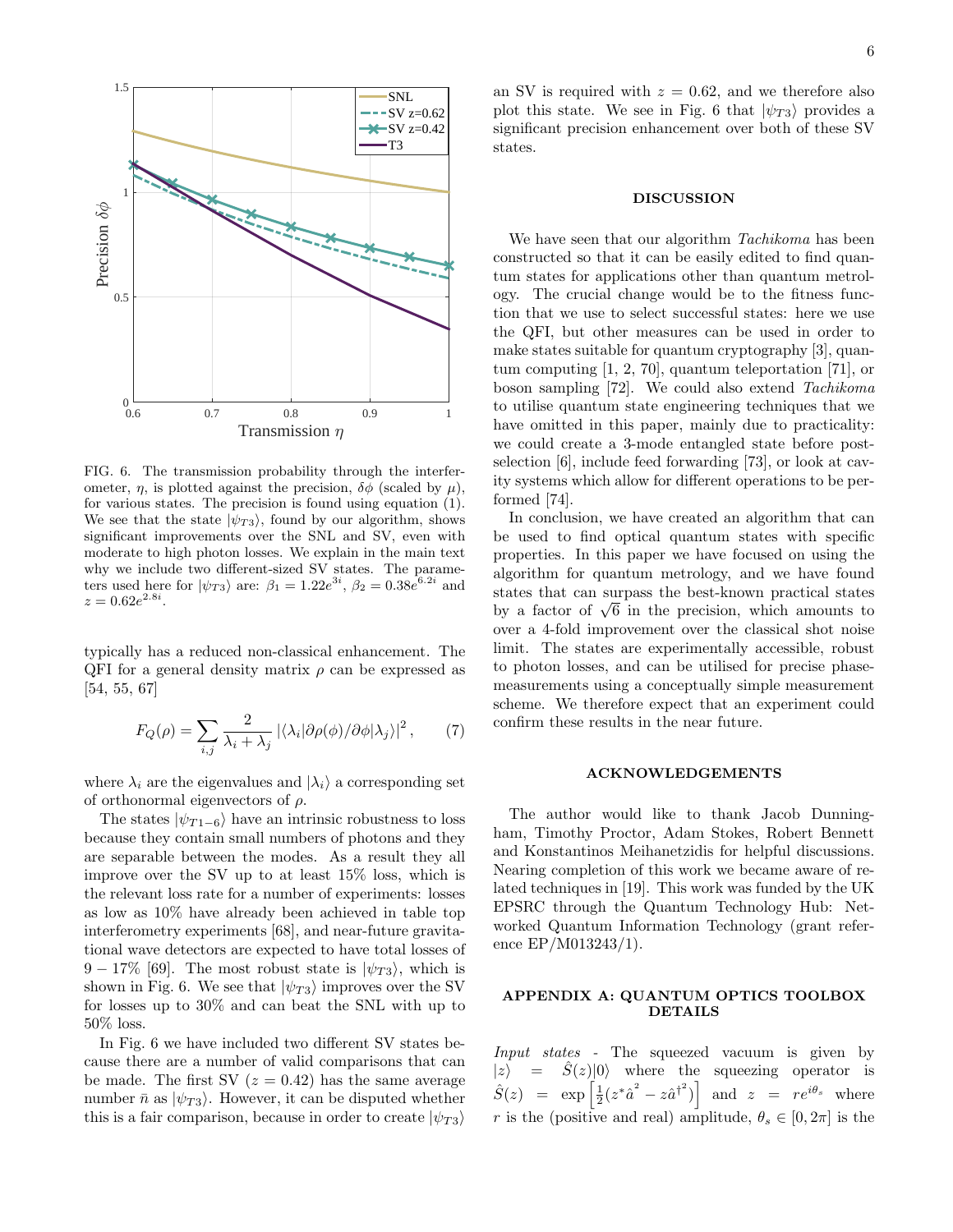FIG. 6. The transmission probability through the interferometer, $\eta$, is plotted against the precision, $\delta\phi$ (scaled by $\mu$), for various states. The precision is found using equation (1). We see that the state $|\psi_{T3}\rangle$, found by our algorithm, shows significant improvements over the SNL and SV, even with moderate to high photon losses. We explain in the main text why we include two different-sized SV states. The parameters used here for $|\psi_{T3}\rangle$ are: $\beta_1 = 1.22e^{3i}$, $\beta_2 = 0.38e^{6.2i}$ and $z = 0.62e^{2.8i}$.

typically has a reduced non-classical enhancement. The QFI for a general density matrix $\rho$ can be expressed as [54, 55, 67]

$$F_Q(\rho) = \sum_{i,j} \frac{2}{\lambda_i + \lambda_j} \left| \langle \lambda_i | \partial\rho(\phi)/\partial\phi | \lambda_j \rangle \right|^2, \qquad (7)$$

where $\lambda_i$ are the eigenvalues and $|\lambda_i\rangle$ a corresponding set of orthonormal eigenvectors of $\rho$.

The states $|\psi_{T1-6}\rangle$ have an intrinsic robustness to loss because they contain small numbers of photons and they are separable between the modes. As a result they all improve over the SV up to at least 15% loss, which is the relevant loss rate for a number of experiments: losses as low as 10% have already been achieved in table top interferometry experiments [68], and near-future gravitational wave detectors are expected to have total losses of $9-17\%$ [69]. The most robust state is $|\psi_{T3}\rangle$, which is shown in Fig. 6. We see that $|\psi_{T3}\rangle$ improves over the SV for losses up to 30% and can beat the SNL with up to 50% loss.

In Fig. 6 we have included two different SV states because there are a number of valid comparisons that can be made. The first SV ($z = 0.42$) has the same average number $\bar{n}$ as $|\psi_{T3}\rangle$. However, it can be disputed whether this is a fair comparison, because in order to create $|\psi_{T3}\rangle$ an SV is required with $z = 0.62$, and we therefore also plot this state. We see in Fig. 6 that $|\psi_{T3}\rangle$ provides a significant precision enhancement over both of these SV states.

## DISCUSSION

We have seen that our algorithm *Tachikoma* has been constructed so that it can be easily edited to find quantum states for applications other than quantum metrology. The crucial change would be to the fitness function that we use to select successful states: here we use the QFI, but other measures can be used in order to make states suitable for quantum cryptography [3], quantum computing [1, 2, 70], quantum teleportation [71], or boson sampling [72]. We could also extend *Tachikoma* to utilise quantum state engineering techniques that we have omitted in this paper, mainly due to practicality: we could create a 3-mode entangled state before post-selection [6], include feed forwarding [73], or look at cavity systems which allow for different operations to be performed [74].

In conclusion, we have created an algorithm that can be used to find optical quantum states with specific properties. In this paper we have focused on using the algorithm for quantum metrology, and we have found states that can surpass the best-known practical states by a factor of $\sqrt{6}$ in the precision, which amounts to over a 4-fold improvement over the classical shot noise limit. The states are experimentally accessible, robust to photon losses, and can be utilised for precise phase-measurements using a conceptually simple measurement scheme. We therefore expect that an experiment could confirm these results in the near future.

## ACKNOWLEDGEMENTS

The author would like to thank Jacob Dunningham, Timothy Proctor, Adam Stokes, Robert Bennett and Konstantinos Meihanetzidis for helpful discussions. Nearing completion of this work we became aware of related techniques in [19]. This work was funded by the UK EPSRC through the Quantum Technology Hub: Networked Quantum Information Technology (grant reference EP/M013243/1).

## APPENDIX A: QUANTUM OPTICS TOOLBOX DETAILS

*Input states* - The squeezed vacuum is given by $|z\rangle = \hat{S}(z)|0\rangle$ where the squeezing operator is $\hat{S}(z) = \exp\left[\frac{1}{2}(z^*\hat{a}^2 - z\hat{a}^{\dagger 2})\right]$ and $z = re^{i\theta_s}$ where $r$ is the (positive and real) amplitude, $\theta_s \in [0, 2\pi]$ is the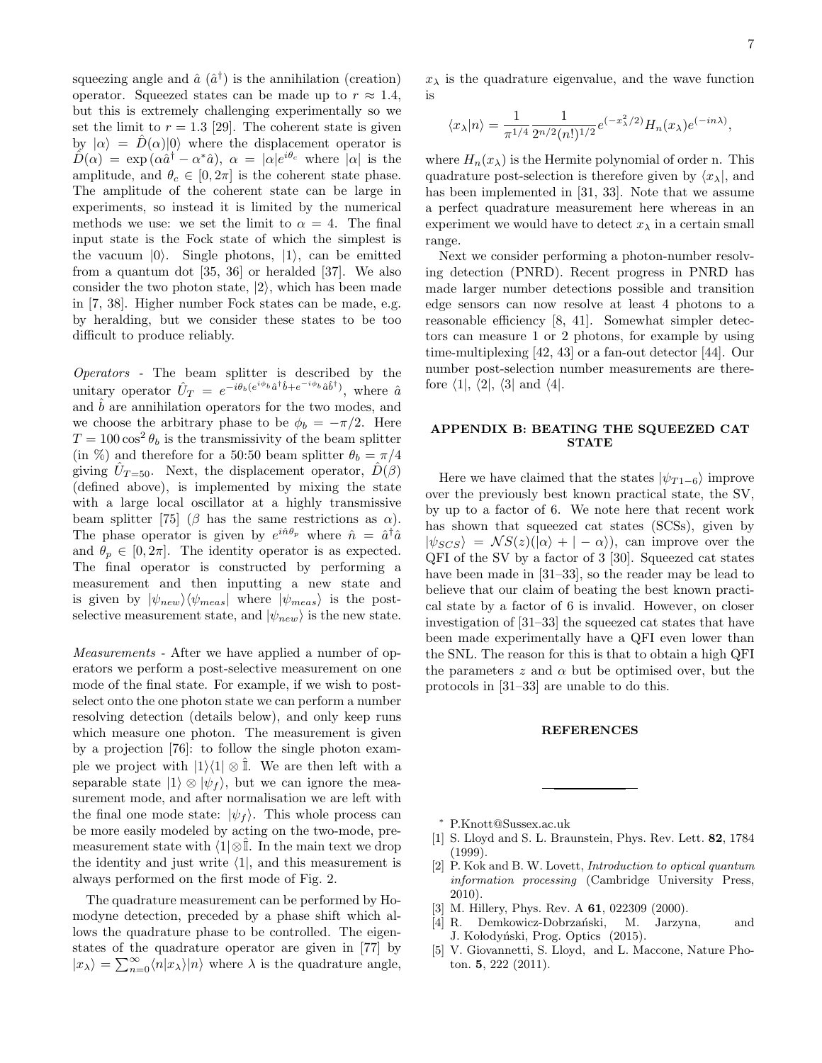squeezing angle and $\hat{a}$ ($\hat{a}^\dagger$) is the annihilation (creation) operator. Squeezed states can be made up to $r \approx 1.4$, but this is extremely challenging experimentally so we set the limit to $r = 1.3$ [29]. The coherent state is given by $|\alpha\rangle = \hat{D}(\alpha)|0\rangle$ where the displacement operator is $\hat{D}(\alpha) = \exp(\alpha\hat{a}^\dagger - \alpha^*\hat{a})$, $\alpha = |\alpha|e^{i\theta_c}$ where $|\alpha|$ is the amplitude, and $\theta_c \in [0, 2\pi]$ is the coherent state phase. The amplitude of the coherent state can be large in experiments, so instead it is limited by the numerical methods we use: we set the limit to $\alpha = 4$. The final input state is the Fock state of which the simplest is the vacuum $|0\rangle$. Single photons, $|1\rangle$, can be emitted from a quantum dot [35, 36] or heralded [37]. We also consider the two photon state, $|2\rangle$, which has been made in [7, 38]. Higher number Fock states can be made, e.g. by heralding, but we consider these states to be too difficult to produce reliably.

*Operators* - The beam splitter is described by the unitary operator $\hat{U}_T = e^{-i\theta_b(e^{i\phi_b}\hat{a}^\dagger\hat{b}+e^{-i\phi_b}\hat{a}\hat{b}^\dagger)}$, where $\hat{a}$ and $\hat{b}$ are annihilation operators for the two modes, and we choose the arbitrary phase to be $\phi_b = -\pi/2$. Here $T = 100\cos^2\theta_b$ is the transmissivity of the beam splitter (in %) and therefore for a 50:50 beam splitter $\theta_b = \pi/4$ giving $\hat{U}_{T=50}$. Next, the displacement operator, $\hat{D}(\beta)$ (defined above), is implemented by mixing the state with a large local oscillator at a highly transmissive beam splitter [75] ($\beta$ has the same restrictions as $\alpha$). The phase operator is given by $e^{i\hat{n}\theta_p}$ where $\hat{n} = \hat{a}^\dagger\hat{a}$ and $\theta_p \in [0, 2\pi]$. The identity operator is as expected. The final operator is constructed by performing a measurement and then inputting a new state and is given by $|\psi_{new}\rangle\langle\psi_{meas}|$ where $|\psi_{meas}\rangle$ is the post-selective measurement state, and $|\psi_{new}\rangle$ is the new state.

*Measurements* - After we have applied a number of operators we perform a post-selective measurement on one mode of the final state. For example, if we wish to post-select onto the one photon state we can perform a number resolving detection (details below), and only keep runs which measure one photon. The measurement is given by a projection [76]: to follow the single photon example we project with $|1\rangle\langle 1| \otimes \hat{\mathbb{I}}$. We are then left with a separable state $|1\rangle \otimes |\psi_f\rangle$, but we can ignore the measurement mode, and after normalisation we are left with the final one mode state: $|\psi_f\rangle$. This whole process can be more easily modeled by acting on the two-mode, pre-measurement state with $\langle 1| \otimes \hat{\mathbb{I}}$. In the main text we drop the identity and just write $\langle 1|$, and this measurement is always performed on the first mode of Fig. 2.

The quadrature measurement can be performed by Homodyne detection, preceded by a phase shift which allows the quadrature phase to be controlled. The eigenstates of the quadrature operator are given in [77] by $|x_\lambda\rangle = \sum_{n=0}^{\infty}\langle n|x_\lambda\rangle|n\rangle$ where $\lambda$ is the quadrature angle, $x_\lambda$ is the quadrature eigenvalue, and the wave function is

$$\langle x_\lambda|n\rangle = \frac{1}{\pi^{1/4}}\frac{1}{2^{n/2}(n!)^{1/2}}e^{(-x_\lambda^2/2)}H_n(x_\lambda)e^{(-in\lambda)},$$

where $H_n(x_\lambda)$ is the Hermite polynomial of order n. This quadrature post-selection is therefore given by $\langle x_\lambda|$, and has been implemented in [31, 33]. Note that we assume a perfect quadrature measurement here whereas in an experiment we would have to detect $x_\lambda$ in a certain small range.

Next we consider performing a photon-number resolving detection (PNRD). Recent progress in PNRD has made larger number detections possible and transition edge sensors can now resolve at least 4 photons to a reasonable efficiency [8, 41]. Somewhat simpler detectors can measure 1 or 2 photons, for example by using time-multiplexing [42, 43] or a fan-out detector [44]. Our number post-selection number measurements are therefore $\langle 1|$, $\langle 2|$, $\langle 3|$ and $\langle 4|$.

## APPENDIX B: BEATING THE SQUEEZED CAT STATE

Here we have claimed that the states $|\psi_{T1-6}\rangle$ improve over the previously best known practical state, the SV, by up to a factor of 6. We note here that recent work has shown that squeezed cat states (SCSs), given by $|\psi_{SCS}\rangle = \mathcal{N}S(z)(|\alpha\rangle + |-\alpha\rangle)$, can improve over the QFI of the SV by a factor of 3 [30]. Squeezed cat states have been made in [31–33], so the reader may be lead to believe that our claim of beating the best known practical state by a factor of 6 is invalid. However, on closer investigation of [31–33] the squeezed cat states that have been made experimentally have a QFI even lower than the SNL. The reason for this is that to obtain a high QFI the parameters $z$ and $\alpha$ but be optimised over, but the protocols in [31–33] are unable to do this.

## REFERENCES

\* P.Knott@Sussex.ac.uk

[1] S. Lloyd and S. L. Braunstein, Phys. Rev. Lett. **82**, 1784 (1999).

[2] P. Kok and B. W. Lovett, *Introduction to optical quantum information processing* (Cambridge University Press, 2010).

[3] M. Hillery, Phys. Rev. A **61**, 022309 (2000).

[4] R. Demkowicz-Dobrzański, M. Jarzyna, and J. Kołodyński, Prog. Optics (2015).

[5] V. Giovannetti, S. Lloyd, and L. Maccone, Nature Photon. **5**, 222 (2011).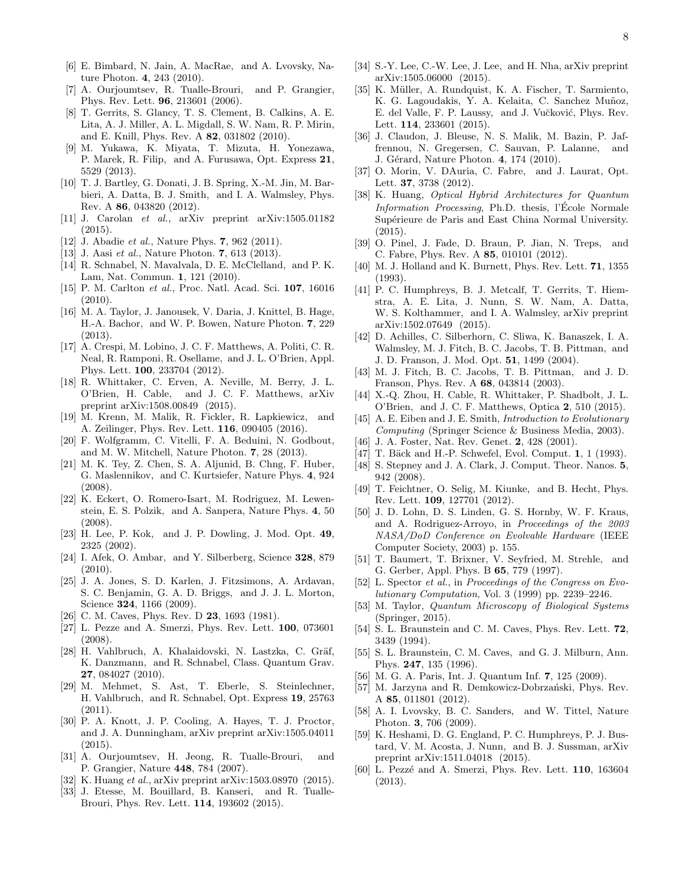[6] E. Bimbard, N. Jain, A. MacRae, and A. Lvovsky, Nature Photon. **4**, 243 (2010).

[7] A. Ourjoumtsev, R. Tualle-Brouri, and P. Grangier, Phys. Rev. Lett. **96**, 213601 (2006).

[8] T. Gerrits, S. Glancy, T. S. Clement, B. Calkins, A. E. Lita, A. J. Miller, A. L. Migdall, S. W. Nam, R. P. Mirin, and E. Knill, Phys. Rev. A **82**, 031802 (2010).

[9] M. Yukawa, K. Miyata, T. Mizuta, H. Yonezawa, P. Marek, R. Filip, and A. Furusawa, Opt. Express **21**, 5529 (2013).

[10] T. J. Bartley, G. Donati, J. B. Spring, X.-M. Jin, M. Barbieri, A. Datta, B. J. Smith, and I. A. Walmsley, Phys. Rev. A **86**, 043820 (2012).

[11] J. Carolan *et al.*, arXiv preprint arXiv:1505.01182 (2015).

[12] J. Abadie *et al.*, Nature Phys. **7**, 962 (2011).

[13] J. Aasi *et al.*, Nature Photon. **7**, 613 (2013).

[14] R. Schnabel, N. Mavalvala, D. E. McClelland, and P. K. Lam, Nat. Commun. **1**, 121 (2010).

[15] P. M. Carlton *et al.*, Proc. Natl. Acad. Sci. **107**, 16016 (2010).

[16] M. A. Taylor, J. Janousek, V. Daria, J. Knittel, B. Hage, H.-A. Bachor, and W. P. Bowen, Nature Photon. **7**, 229 (2013).

[17] A. Crespi, M. Lobino, J. C. F. Matthews, A. Politi, C. R. Neal, R. Ramponi, R. Osellame, and J. L. O'Brien, Appl. Phys. Lett. **100**, 233704 (2012).

[18] R. Whittaker, C. Erven, A. Neville, M. Berry, J. L. O'Brien, H. Cable, and J. C. F. Matthews, arXiv preprint arXiv:1508.00849 (2015).

[19] M. Krenn, M. Malik, R. Fickler, R. Lapkiewicz, and A. Zeilinger, Phys. Rev. Lett. **116**, 090405 (2016).

[20] F. Wolfgramm, C. Vitelli, F. A. Beduini, N. Godbout, and M. W. Mitchell, Nature Photon. **7**, 28 (2013).

[21] M. K. Tey, Z. Chen, S. A. Aljunid, B. Chng, F. Huber, G. Maslennikov, and C. Kurtsiefer, Nature Phys. **4**, 924 (2008).

[22] K. Eckert, O. Romero-Isart, M. Rodriguez, M. Lewenstein, E. S. Polzik, and A. Sanpera, Nature Phys. **4**, 50 (2008).

[23] H. Lee, P. Kok, and J. P. Dowling, J. Mod. Opt. **49**, 2325 (2002).

[24] I. Afek, O. Ambar, and Y. Silberberg, Science **328**, 879 (2010).

[25] J. A. Jones, S. D. Karlen, J. Fitzsimons, A. Ardavan, S. C. Benjamin, G. A. D. Briggs, and J. J. L. Morton, Science **324**, 1166 (2009).

[26] C. M. Caves, Phys. Rev. D **23**, 1693 (1981).

[27] L. Pezze and A. Smerzi, Phys. Rev. Lett. **100**, 073601 (2008).

[28] H. Vahlbruch, A. Khalaidovski, N. Lastzka, C. Gräf, K. Danzmann, and R. Schnabel, Class. Quantum Grav. **27**, 084027 (2010).

[29] M. Mehmet, S. Ast, T. Eberle, S. Steinlechner, H. Vahlbruch, and R. Schnabel, Opt. Express **19**, 25763 (2011).

[30] P. A. Knott, J. P. Cooling, A. Hayes, T. J. Proctor, and J. A. Dunningham, arXiv preprint arXiv:1505.04011 (2015).

[31] A. Ourjoumtsev, H. Jeong, R. Tualle-Brouri, and P. Grangier, Nature **448**, 784 (2007).

[32] K. Huang *et al.*, arXiv preprint arXiv:1503.08970 (2015).

[33] J. Etesse, M. Bouillard, B. Kanseri, and R. Tualle-Brouri, Phys. Rev. Lett. **114**, 193602 (2015).

[34] S.-Y. Lee, C.-W. Lee, J. Lee, and H. Nha, arXiv preprint arXiv:1505.06000 (2015).

[35] K. Müller, A. Rundquist, K. A. Fischer, T. Sarmiento, K. G. Lagoudakis, Y. A. Kelaita, C. Sanchez Muñoz, E. del Valle, F. P. Laussy, and J. Vučković, Phys. Rev. Lett. **114**, 233601 (2015).

[36] J. Claudon, J. Bleuse, N. S. Malik, M. Bazin, P. Jaffrennou, N. Gregersen, C. Sauvan, P. Lalanne, and J. Gérard, Nature Photon. **4**, 174 (2010).

[37] O. Morin, V. DAuria, C. Fabre, and J. Laurat, Opt. Lett. **37**, 3738 (2012).

[38] K. Huang, *Optical Hybrid Architectures for Quantum Information Processing*, Ph.D. thesis, l'École Normale Supérieure de Paris and East China Normal University. (2015).

[39] O. Pinel, J. Fade, D. Braun, P. Jian, N. Treps, and C. Fabre, Phys. Rev. A **85**, 010101 (2012).

[40] M. J. Holland and K. Burnett, Phys. Rev. Lett. **71**, 1355 (1993).

[41] P. C. Humphreys, B. J. Metcalf, T. Gerrits, T. Hiemstra, A. E. Lita, J. Nunn, S. W. Nam, A. Datta, W. S. Kolthammer, and I. A. Walmsley, arXiv preprint arXiv:1502.07649 (2015).

[42] D. Achilles, C. Silberhorn, C. Sliwa, K. Banaszek, I. A. Walmsley, M. J. Fitch, B. C. Jacobs, T. B. Pittman, and J. D. Franson, J. Mod. Opt. **51**, 1499 (2004).

[43] M. J. Fitch, B. C. Jacobs, T. B. Pittman, and J. D. Franson, Phys. Rev. A **68**, 043814 (2003).

[44] X.-Q. Zhou, H. Cable, R. Whittaker, P. Shadbolt, J. L. O'Brien, and J. C. F. Matthews, Optica **2**, 510 (2015).

[45] A. E. Eiben and J. E. Smith, *Introduction to Evolutionary Computing* (Springer Science & Business Media, 2003).

[46] J. A. Foster, Nat. Rev. Genet. **2**, 428 (2001).

[47] T. Bäck and H.-P. Schwefel, Evol. Comput. **1**, 1 (1993).

[48] S. Stepney and J. A. Clark, J. Comput. Theor. Nanos. **5**, 942 (2008).

[49] T. Feichtner, O. Selig, M. Kiunke, and B. Hecht, Phys. Rev. Lett. **109**, 127701 (2012).

[50] J. D. Lohn, D. S. Linden, G. S. Hornby, W. F. Kraus, and A. Rodriguez-Arroyo, in *Proceedings of the 2003 NASA/DoD Conference on Evolvable Hardware* (IEEE Computer Society, 2003) p. 155.

[51] T. Baumert, T. Brixner, V. Seyfried, M. Strehle, and G. Gerber, Appl. Phys. B **65**, 779 (1997).

[52] L. Spector *et al.*, in *Proceedings of the Congress on Evolutionary Computation*, Vol. 3 (1999) pp. 2239–2246.

[53] M. Taylor, *Quantum Microscopy of Biological Systems* (Springer, 2015).

[54] S. L. Braunstein and C. M. Caves, Phys. Rev. Lett. **72**, 3439 (1994).

[55] S. L. Braunstein, C. M. Caves, and G. J. Milburn, Ann. Phys. **247**, 135 (1996).

[56] M. G. A. Paris, Int. J. Quantum Inf. **7**, 125 (2009).

[57] M. Jarzyna and R. Demkowicz-Dobrzański, Phys. Rev. A **85**, 011801 (2012).

[58] A. I. Lvovsky, B. C. Sanders, and W. Tittel, Nature Photon. **3**, 706 (2009).

[59] K. Heshami, D. G. England, P. C. Humphreys, P. J. Bustard, V. M. Acosta, J. Nunn, and B. J. Sussman, arXiv preprint arXiv:1511.04018 (2015).

[60] L. Pezzé and A. Smerzi, Phys. Rev. Lett. **110**, 163604 (2013).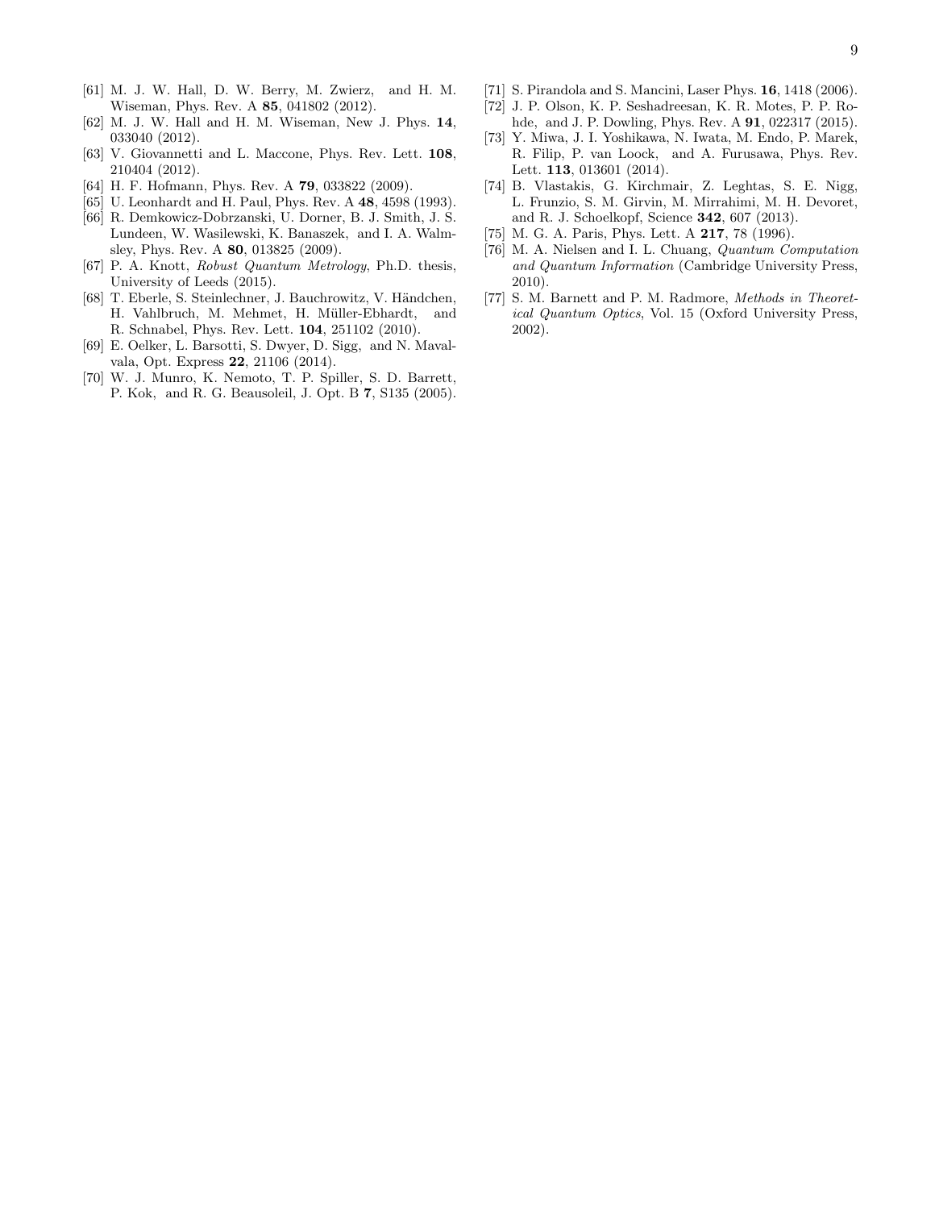[61] M. J. W. Hall, D. W. Berry, M. Zwierz, and H. M. Wiseman, Phys. Rev. A **85**, 041802 (2012).

[62] M. J. W. Hall and H. M. Wiseman, New J. Phys. **14**, 033040 (2012).

[63] V. Giovannetti and L. Maccone, Phys. Rev. Lett. **108**, 210404 (2012).

[64] H. F. Hofmann, Phys. Rev. A **79**, 033822 (2009).

[65] U. Leonhardt and H. Paul, Phys. Rev. A **48**, 4598 (1993).

[66] R. Demkowicz-Dobrzanski, U. Dorner, B. J. Smith, J. S. Lundeen, W. Wasilewski, K. Banaszek, and I. A. Walmsley, Phys. Rev. A **80**, 013825 (2009).

[67] P. A. Knott, *Robust Quantum Metrology*, Ph.D. thesis, University of Leeds (2015).

[68] T. Eberle, S. Steinlechner, J. Bauchrowitz, V. Händchen, H. Vahlbruch, M. Mehmet, H. Müller-Ebhardt, and R. Schnabel, Phys. Rev. Lett. **104**, 251102 (2010).

[69] E. Oelker, L. Barsotti, S. Dwyer, D. Sigg, and N. Mavalvala, Opt. Express **22**, 21106 (2014).

[70] W. J. Munro, K. Nemoto, T. P. Spiller, S. D. Barrett, P. Kok, and R. G. Beausoleil, J. Opt. B **7**, S135 (2005).

[71] S. Pirandola and S. Mancini, Laser Phys. **16**, 1418 (2006).

[72] J. P. Olson, K. P. Seshadreesan, K. R. Motes, P. P. Rohde, and J. P. Dowling, Phys. Rev. A **91**, 022317 (2015).

[73] Y. Miwa, J. I. Yoshikawa, N. Iwata, M. Endo, P. Marek, R. Filip, P. van Loock, and A. Furusawa, Phys. Rev. Lett. **113**, 013601 (2014).

[74] B. Vlastakis, G. Kirchmair, Z. Leghtas, S. E. Nigg, L. Frunzio, S. M. Girvin, M. Mirrahimi, M. H. Devoret, and R. J. Schoelkopf, Science **342**, 607 (2013).

[75] M. G. A. Paris, Phys. Lett. A **217**, 78 (1996).

[76] M. A. Nielsen and I. L. Chuang, *Quantum Computation and Quantum Information* (Cambridge University Press, 2010).

[77] S. M. Barnett and P. M. Radmore, *Methods in Theoretical Quantum Optics*, Vol. 15 (Oxford University Press, 2002).